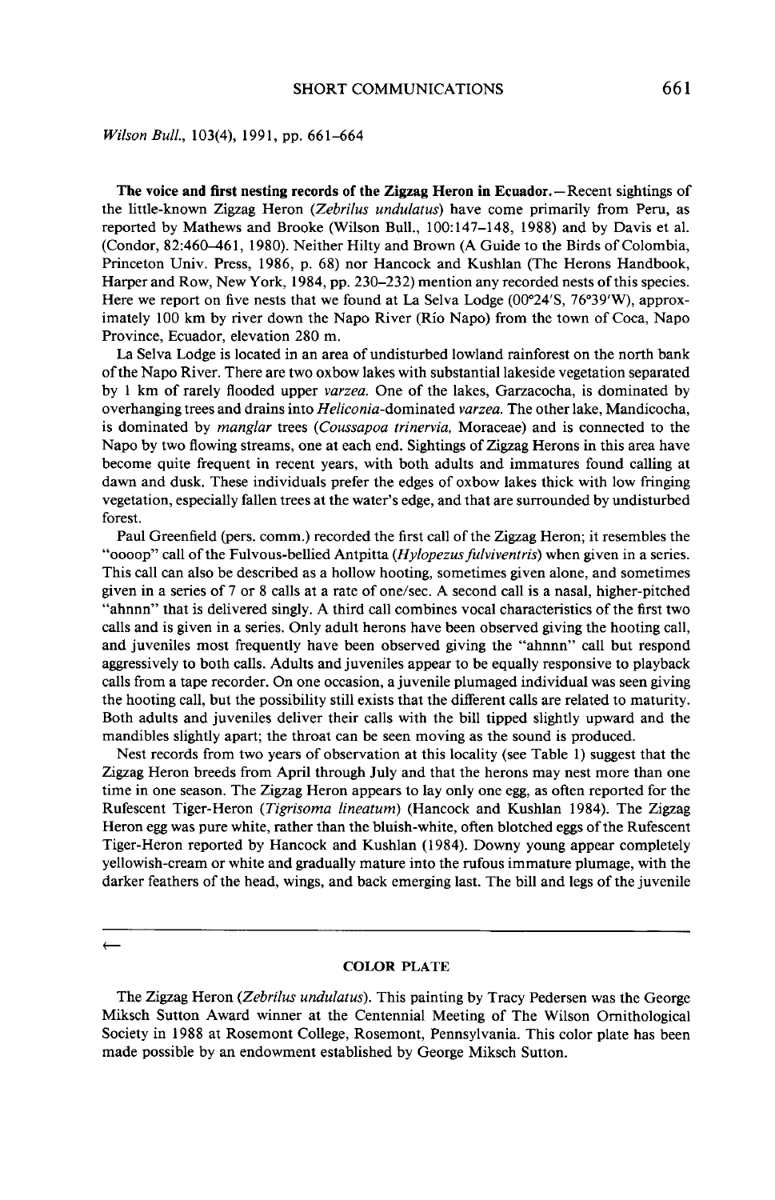*Wilson Bull.*, 103(4), 1991, pp. 661–664

**The voice and first nesting records of the Zigzag Heron in Ecuador.**—Recent sightings of the little-known Zigzag Heron (*Zebrilus undulatus*) have come primarily from Peru, as reported by Mathews and Brooke (Wilson Bull., 100:147–148, 1988) and by Davis et al. (Condor, 82:460–461, 1980). Neither Hilty and Brown (A Guide to the Birds of Colombia, Princeton Univ. Press, 1986, p. 68) nor Hancock and Kushlan (The Herons Handbook, Harper and Row, New York, 1984, pp. 230–232) mention any recorded nests of this species. Here we report on five nests that we found at La Selva Lodge (00°24′S, 76°39′W), approximately 100 km by river down the Napo River (Río Napo) from the town of Coca, Napo Province, Ecuador, elevation 280 m.

La Selva Lodge is located in an area of undisturbed lowland rainforest on the north bank of the Napo River. There are two oxbow lakes with substantial lakeside vegetation separated by 1 km of rarely flooded upper *varzea*. One of the lakes, Garzacocha, is dominated by overhanging trees and drains into *Heliconia*-dominated *varzea*. The other lake, Mandicocha, is dominated by *manglar* trees (*Coussapoa trinervia*, Moraceae) and is connected to the Napo by two flowing streams, one at each end. Sightings of Zigzag Herons in this area have become quite frequent in recent years, with both adults and immatures found calling at dawn and dusk. These individuals prefer the edges of oxbow lakes thick with low fringing vegetation, especially fallen trees at the water's edge, and that are surrounded by undisturbed forest.

Paul Greenfield (pers. comm.) recorded the first call of the Zigzag Heron; it resembles the "oooop" call of the Fulvous-bellied Antpitta (*Hylopezus fulviventris*) when given in a series. This call can also be described as a hollow hooting, sometimes given alone, and sometimes given in a series of 7 or 8 calls at a rate of one/sec. A second call is a nasal, higher-pitched "ahnnn" that is delivered singly. A third call combines vocal characteristics of the first two calls and is given in a series. Only adult herons have been observed giving the hooting call, and juveniles most frequently have been observed giving the "ahnnn" call but respond aggressively to both calls. Adults and juveniles appear to be equally responsive to playback calls from a tape recorder. On one occasion, a juvenile plumaged individual was seen giving the hooting call, but the possibility still exists that the different calls are related to maturity. Both adults and juveniles deliver their calls with the bill tipped slightly upward and the mandibles slightly apart; the throat can be seen moving as the sound is produced.

Nest records from two years of observation at this locality (see Table 1) suggest that the Zigzag Heron breeds from April through July and that the herons may nest more than one time in one season. The Zigzag Heron appears to lay only one egg, as often reported for the Rufescent Tiger-Heron (*Tigrisoma lineatum*) (Hancock and Kushlan 1984). The Zigzag Heron egg was pure white, rather than the bluish-white, often blotched eggs of the Rufescent Tiger-Heron reported by Hancock and Kushlan (1984). Downy young appear completely yellowish-cream or white and gradually mature into the rufous immature plumage, with the darker feathers of the head, wings, and back emerging last. The bill and legs of the juvenile

←

COLOR PLATE

The Zigzag Heron (*Zebrilus undulatus*). This painting by Tracy Pedersen was the George Miksch Sutton Award winner at the Centennial Meeting of The Wilson Ornithological Society in 1988 at Rosemont College, Rosemont, Pennsylvania. This color plate has been made possible by an endowment established by George Miksch Sutton.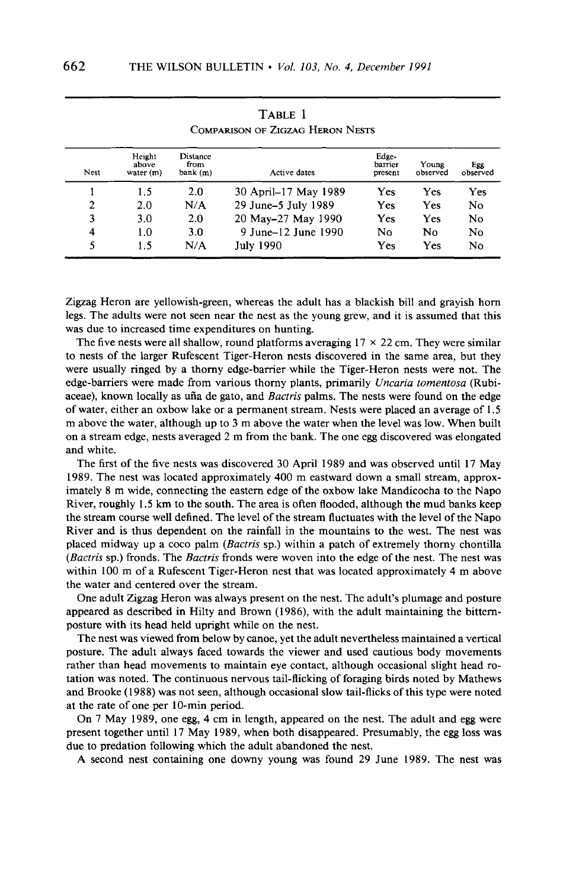TABLE 1

COMPARISON OF ZIGZAG HERON NESTS

| Nest | Height above water (m) | Distance from bank (m) | Active dates | Edge-barrier present | Young observed | Egg observed |
|---|---|---|---|---|---|---|
| 1 | 1.5 | 2.0 | 30 April–17 May 1989 | Yes | Yes | Yes |
| 2 | 2.0 | N/A | 29 June–5 July 1989 | Yes | Yes | No |
| 3 | 3.0 | 2.0 | 20 May–27 May 1990 | Yes | Yes | No |
| 4 | 1.0 | 3.0 | 9 June–12 June 1990 | No | No | No |
| 5 | 1.5 | N/A | July 1990 | Yes | Yes | No |

Zigzag Heron are yellowish-green, whereas the adult has a blackish bill and grayish horn legs. The adults were not seen near the nest as the young grew, and it is assumed that this was due to increased time expenditures on hunting.

The five nests were all shallow, round platforms averaging 17 × 22 cm. They were similar to nests of the larger Rufescent Tiger-Heron nests discovered in the same area, but they were usually ringed by a thorny edge-barrier while the Tiger-Heron nests were not. The edge-barriers were made from various thorny plants, primarily *Uncaria tomentosa* (Rubiaceae), known locally as uña de gato, and *Bactris* palms. The nests were found on the edge of water, either an oxbow lake or a permanent stream. Nests were placed an average of 1.5 m above the water, although up to 3 m above the water when the level was low. When built on a stream edge, nests averaged 2 m from the bank. The one egg discovered was elongated and white.

The first of the five nests was discovered 30 April 1989 and was observed until 17 May 1989. The nest was located approximately 400 m eastward down a small stream, approximately 8 m wide, connecting the eastern edge of the oxbow lake Mandicocha to the Napo River, roughly 1.5 km to the south. The area is often flooded, although the mud banks keep the stream course well defined. The level of the stream fluctuates with the level of the Napo River and is thus dependent on the rainfall in the mountains to the west. The nest was placed midway up a coco palm (*Bactris* sp.) within a patch of extremely thorny chontilla (*Bactris* sp.) fronds. The *Bactris* fronds were woven into the edge of the nest. The nest was within 100 m of a Rufescent Tiger-Heron nest that was located approximately 4 m above the water and centered over the stream.

One adult Zigzag Heron was always present on the nest. The adult's plumage and posture appeared as described in Hilty and Brown (1986), with the adult maintaining the bittern-posture with its head held upright while on the nest.

The nest was viewed from below by canoe, yet the adult nevertheless maintained a vertical posture. The adult always faced towards the viewer and used cautious body movements rather than head movements to maintain eye contact, although occasional slight head rotation was noted. The continuous nervous tail-flicking of foraging birds noted by Mathews and Brooke (1988) was not seen, although occasional slow tail-flicks of this type were noted at the rate of one per 10-min period.

On 7 May 1989, one egg, 4 cm in length, appeared on the nest. The adult and egg were present together until 17 May 1989, when both disappeared. Presumably, the egg loss was due to predation following which the adult abandoned the nest.

A second nest containing one downy young was found 29 June 1989. The nest was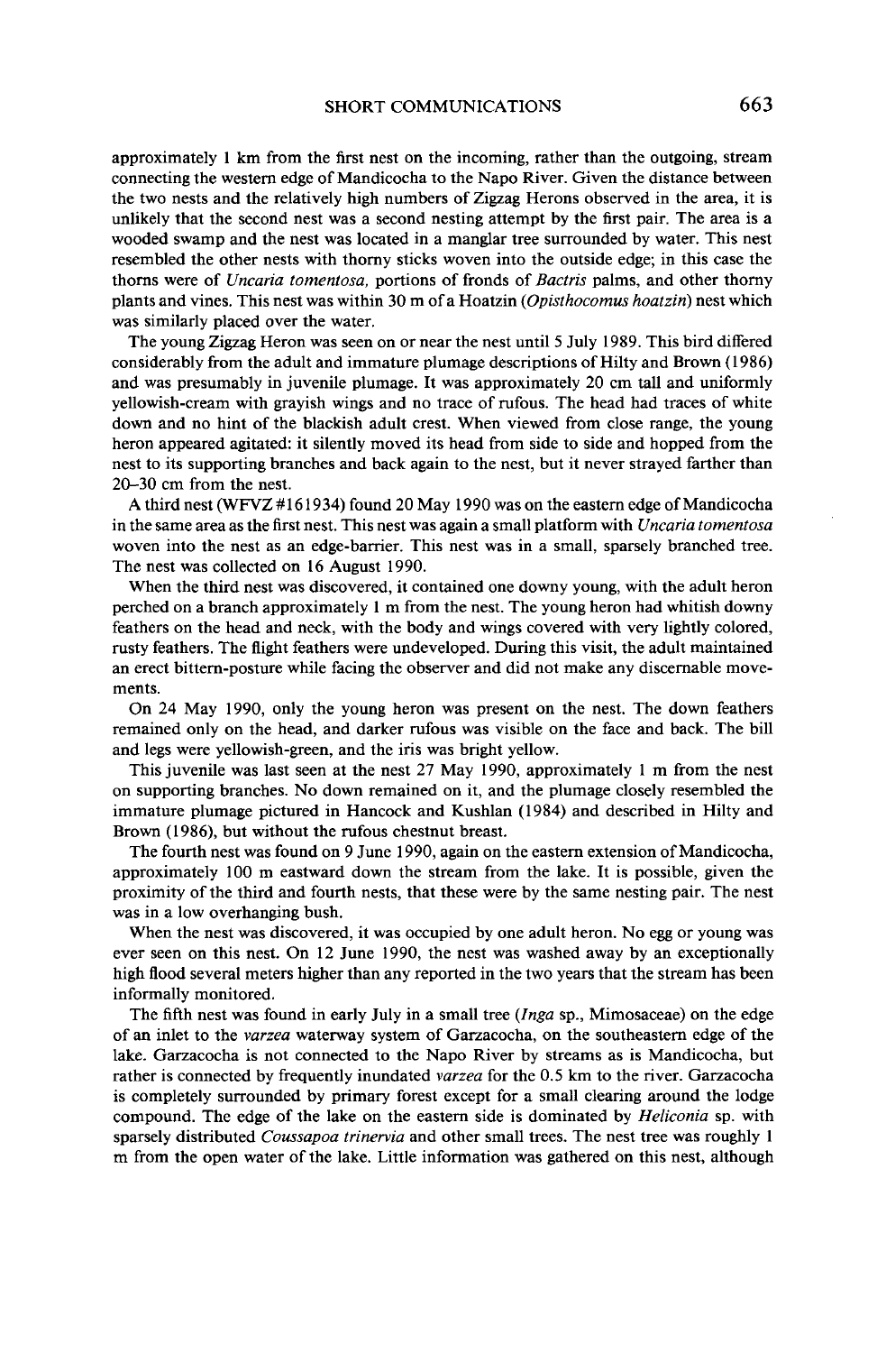approximately 1 km from the first nest on the incoming, rather than the outgoing, stream connecting the western edge of Mandicocha to the Napo River. Given the distance between the two nests and the relatively high numbers of Zigzag Herons observed in the area, it is unlikely that the second nest was a second nesting attempt by the first pair. The area is a wooded swamp and the nest was located in a manglar tree surrounded by water. This nest resembled the other nests with thorny sticks woven into the outside edge; in this case the thorns were of *Uncaria tomentosa,* portions of fronds of *Bactris* palms, and other thorny plants and vines. This nest was within 30 m of a Hoatzin (*Opisthocomus hoatzin*) nest which was similarly placed over the water.

The young Zigzag Heron was seen on or near the nest until 5 July 1989. This bird differed considerably from the adult and immature plumage descriptions of Hilty and Brown (1986) and was presumably in juvenile plumage. It was approximately 20 cm tall and uniformly yellowish-cream with grayish wings and no trace of rufous. The head had traces of white down and no hint of the blackish adult crest. When viewed from close range, the young heron appeared agitated: it silently moved its head from side to side and hopped from the nest to its supporting branches and back again to the nest, but it never strayed farther than 20–30 cm from the nest.

A third nest (WFVZ #161934) found 20 May 1990 was on the eastern edge of Mandicocha in the same area as the first nest. This nest was again a small platform with *Uncaria tomentosa* woven into the nest as an edge-barrier. This nest was in a small, sparsely branched tree. The nest was collected on 16 August 1990.

When the third nest was discovered, it contained one downy young, with the adult heron perched on a branch approximately 1 m from the nest. The young heron had whitish downy feathers on the head and neck, with the body and wings covered with very lightly colored, rusty feathers. The flight feathers were undeveloped. During this visit, the adult maintained an erect bittern-posture while facing the observer and did not make any discernable movements.

On 24 May 1990, only the young heron was present on the nest. The down feathers remained only on the head, and darker rufous was visible on the face and back. The bill and legs were yellowish-green, and the iris was bright yellow.

This juvenile was last seen at the nest 27 May 1990, approximately 1 m from the nest on supporting branches. No down remained on it, and the plumage closely resembled the immature plumage pictured in Hancock and Kushlan (1984) and described in Hilty and Brown (1986), but without the rufous chestnut breast.

The fourth nest was found on 9 June 1990, again on the eastern extension of Mandicocha, approximately 100 m eastward down the stream from the lake. It is possible, given the proximity of the third and fourth nests, that these were by the same nesting pair. The nest was in a low overhanging bush.

When the nest was discovered, it was occupied by one adult heron. No egg or young was ever seen on this nest. On 12 June 1990, the nest was washed away by an exceptionally high flood several meters higher than any reported in the two years that the stream has been informally monitored.

The fifth nest was found in early July in a small tree (*Inga* sp., Mimosaceae) on the edge of an inlet to the *varzea* waterway system of Garzacocha, on the southeastern edge of the lake. Garzacocha is not connected to the Napo River by streams as is Mandicocha, but rather is connected by frequently inundated *varzea* for the 0.5 km to the river. Garzacocha is completely surrounded by primary forest except for a small clearing around the lodge compound. The edge of the lake on the eastern side is dominated by *Heliconia* sp. with sparsely distributed *Coussapoa trinervia* and other small trees. The nest tree was roughly 1 m from the open water of the lake. Little information was gathered on this nest, although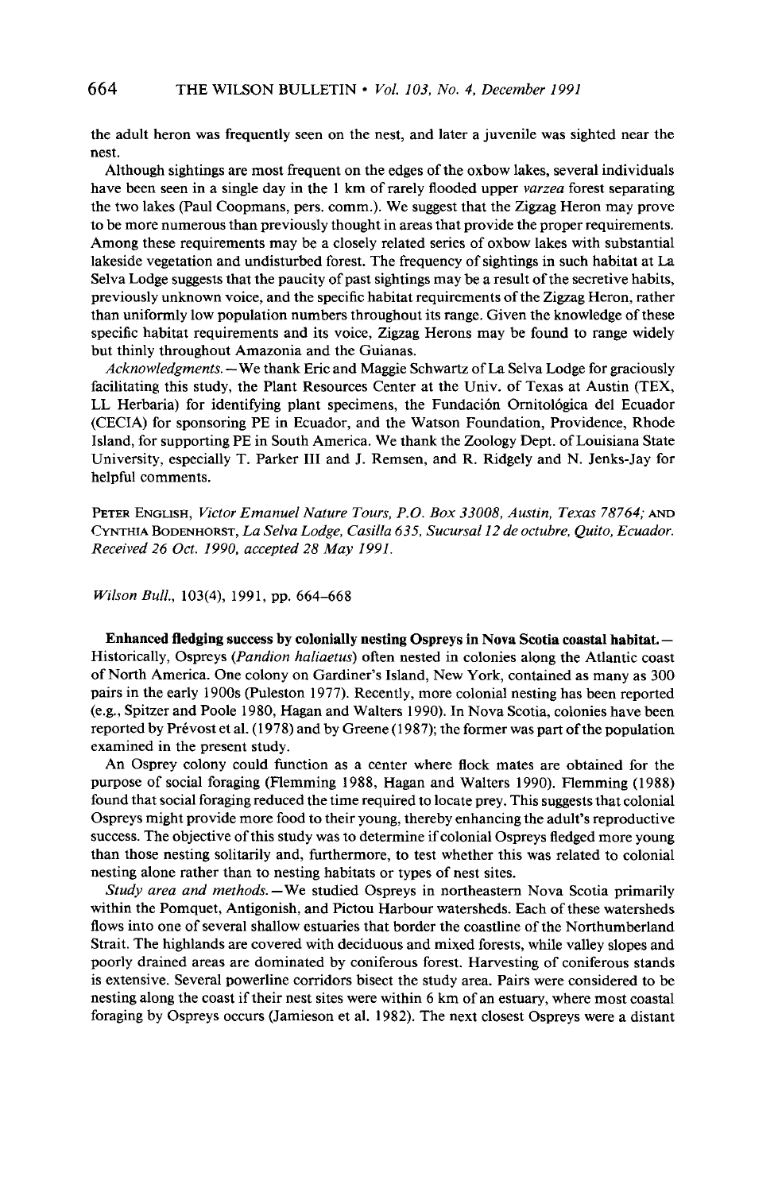the adult heron was frequently seen on the nest, and later a juvenile was sighted near the nest.

Although sightings are most frequent on the edges of the oxbow lakes, several individuals have been seen in a single day in the 1 km of rarely flooded upper *varzea* forest separating the two lakes (Paul Coopmans, pers. comm.). We suggest that the Zigzag Heron may prove to be more numerous than previously thought in areas that provide the proper requirements. Among these requirements may be a closely related series of oxbow lakes with substantial lakeside vegetation and undisturbed forest. The frequency of sightings in such habitat at La Selva Lodge suggests that the paucity of past sightings may be a result of the secretive habits, previously unknown voice, and the specific habitat requirements of the Zigzag Heron, rather than uniformly low population numbers throughout its range. Given the knowledge of these specific habitat requirements and its voice, Zigzag Herons may be found to range widely but thinly throughout Amazonia and the Guianas.

*Acknowledgments.*—We thank Eric and Maggie Schwartz of La Selva Lodge for graciously facilitating this study, the Plant Resources Center at the Univ. of Texas at Austin (TEX, LL Herbaria) for identifying plant specimens, the Fundación Ornitológica del Ecuador (CECIA) for sponsoring PE in Ecuador, and the Watson Foundation, Providence, Rhode Island, for supporting PE in South America. We thank the Zoology Dept. of Louisiana State University, especially T. Parker III and J. Remsen, and R. Ridgely and N. Jenks-Jay for helpful comments.

PETER ENGLISH, *Victor Emanuel Nature Tours, P.O. Box 33008, Austin, Texas 78764;* AND CYNTHIA BODENHORST, *La Selva Lodge, Casilla 635, Sucursal 12 de octubre, Quito, Ecuador. Received 26 Oct. 1990, accepted 28 May 1991.*

*Wilson Bull.*, 103(4), 1991, pp. 664–668

**Enhanced fledging success by colonially nesting Ospreys in Nova Scotia coastal habitat.**—Historically, Ospreys (*Pandion haliaetus*) often nested in colonies along the Atlantic coast of North America. One colony on Gardiner's Island, New York, contained as many as 300 pairs in the early 1900s (Puleston 1977). Recently, more colonial nesting has been reported (e.g., Spitzer and Poole 1980, Hagan and Walters 1990). In Nova Scotia, colonies have been reported by Prévost et al. (1978) and by Greene (1987); the former was part of the population examined in the present study.

An Osprey colony could function as a center where flock mates are obtained for the purpose of social foraging (Flemming 1988, Hagan and Walters 1990). Flemming (1988) found that social foraging reduced the time required to locate prey. This suggests that colonial Ospreys might provide more food to their young, thereby enhancing the adult's reproductive success. The objective of this study was to determine if colonial Ospreys fledged more young than those nesting solitarily and, furthermore, to test whether this was related to colonial nesting alone rather than to nesting habitats or types of nest sites.

*Study area and methods.*—We studied Ospreys in northeastern Nova Scotia primarily within the Pomquet, Antigonish, and Pictou Harbour watersheds. Each of these watersheds flows into one of several shallow estuaries that border the coastline of the Northumberland Strait. The highlands are covered with deciduous and mixed forests, while valley slopes and poorly drained areas are dominated by coniferous forest. Harvesting of coniferous stands is extensive. Several powerline corridors bisect the study area. Pairs were considered to be nesting along the coast if their nest sites were within 6 km of an estuary, where most coastal foraging by Ospreys occurs (Jamieson et al. 1982). The next closest Ospreys were a distant